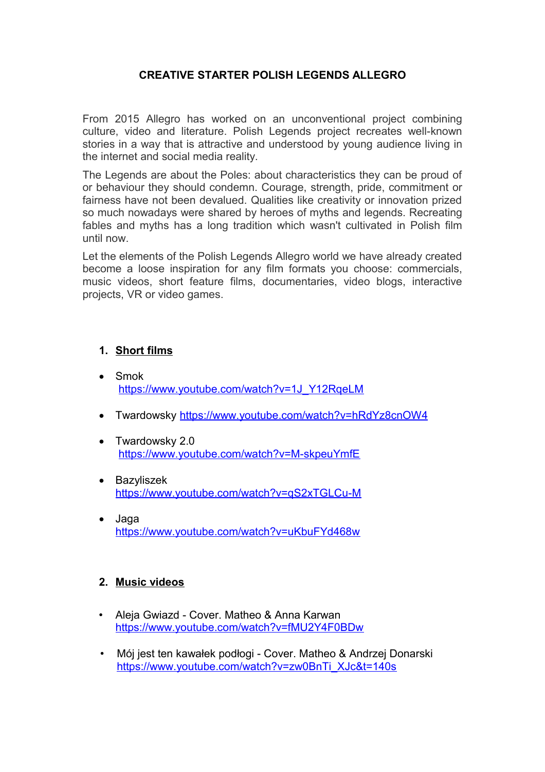# CREATIVE STARTER POLISH LEGENDS ALLEGRO

From 2015 Allegro has worked on an unconventional project combining culture, video and literature. Polish Legends project recreates well-known stories in a way that is attractive and understood by young audience living in the internet and social media reality.

The Legends are about the Poles: about characteristics they can be proud of or behaviour they should condemn. Courage, strength, pride, commitment or fairness have not been devalued. Qualities like creativity or innovation prized so much nowadays were shared by heroes of myths and legends. Recreating fables and myths has a long tradition which wasn't cultivated in Polish film until now.

Let the elements of the Polish Legends Allegro world we have already created become a loose inspiration for any film formats you choose: commercials, music videos, short feature films, documentaries, video blogs, interactive projects, VR or video games.

## 1. Short films

- Smok
  https://www.youtube.com/watch?v=1J_Y12RqeLM
- Twardowsky https://www.youtube.com/watch?v=hRdYz8cnOW4
- Twardowsky 2.0
  https://www.youtube.com/watch?v=M-skpeuYmfE
- Bazyliszek
  https://www.youtube.com/watch?v=qS2xTGLCu-M
- Jaga
  https://www.youtube.com/watch?v=uKbuFYd468w

## 2. Music videos

- Aleja Gwiazd - Cover. Matheo & Anna Karwan
  https://www.youtube.com/watch?v=fMU2Y4F0BDw
- Mój jest ten kawałek podłogi - Cover. Matheo & Andrzej Donarski
  https://www.youtube.com/watch?v=zw0BnTi_XJc&t=140s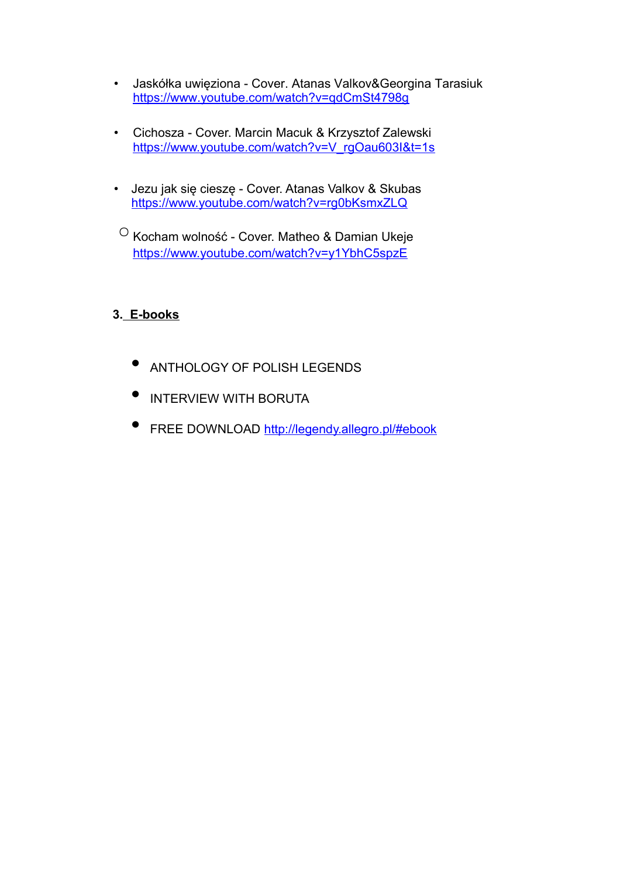- Jaskółka uwięziona - Cover. Atanas Valkov&Georgina Tarasiuk
  https://www.youtube.com/watch?v=qdCmSt4798g

- Cichosza - Cover. Marcin Macuk & Krzysztof Zalewski
  https://www.youtube.com/watch?v=V_rgOau603I&t=1s

- Jezu jak się cieszę - Cover. Atanas Valkov & Skubas
  https://www.youtube.com/watch?v=rg0bKsmxZLQ

- Kocham wolność - Cover. Matheo & Damian Ukeje
  https://www.youtube.com/watch?v=y1YbhC5spzE

**3. E-books**

- ANTHOLOGY OF POLISH LEGENDS
- INTERVIEW WITH BORUTA
- FREE DOWNLOAD http://legendy.allegro.pl/#ebook